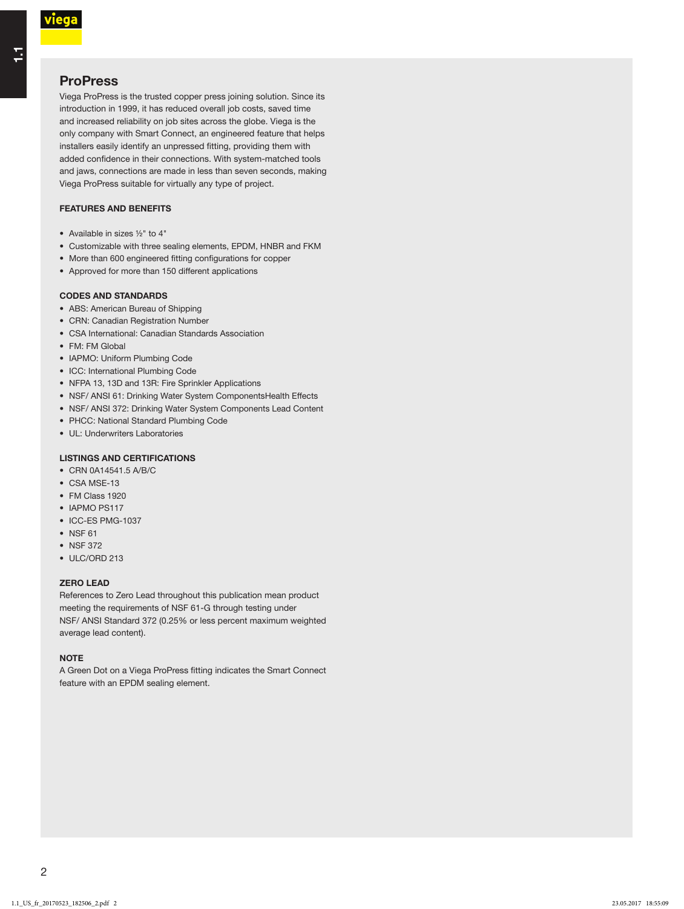# ProPress

Viega ProPress is the trusted copper press joining solution. Since its introduction in 1999, it has reduced overall job costs, saved time and increased reliability on job sites across the globe. Viega is the only company with Smart Connect, an engineered feature that helps installers easily identify an unpressed fitting, providing them with added confidence in their connections. With system-matched tools and jaws, connections are made in less than seven seconds, making Viega ProPress suitable for virtually any type of project.

### FEATURES AND BENEFITS

- Available in sizes ½" to 4"
- Customizable with three sealing elements, EPDM, HNBR and FKM
- More than 600 engineered fitting configurations for copper
- Approved for more than 150 different applications

### CODES AND STANDARDS

- ABS: American Bureau of Shipping
- CRN: Canadian Registration Number
- CSA International: Canadian Standards Association
- FM: FM Global
- IAPMO: Uniform Plumbing Code
- ICC: International Plumbing Code
- NFPA 13, 13D and 13R: Fire Sprinkler Applications
- NSF/ ANSI 61: Drinking Water System ComponentsHealth Effects
- NSF/ ANSI 372: Drinking Water System Components Lead Content
- PHCC: National Standard Plumbing Code
- UL: Underwriters Laboratories

### LISTINGS AND CERTIFICATIONS

- CRN 0A14541.5 A/B/C
- CSA MSE-13
- FM Class 1920
- IAPMO PS117
- ICC-ES PMG-1037
- NSF 61
- NSF 372
- ULC/ORD 213

### ZERO LEAD

References to Zero Lead throughout this publication mean product meeting the requirements of NSF 61-G through testing under NSF/ ANSI Standard 372 (0.25% or less percent maximum weighted average lead content).

### NOTE

A Green Dot on a Viega ProPress fitting indicates the Smart Connect feature with an EPDM sealing element.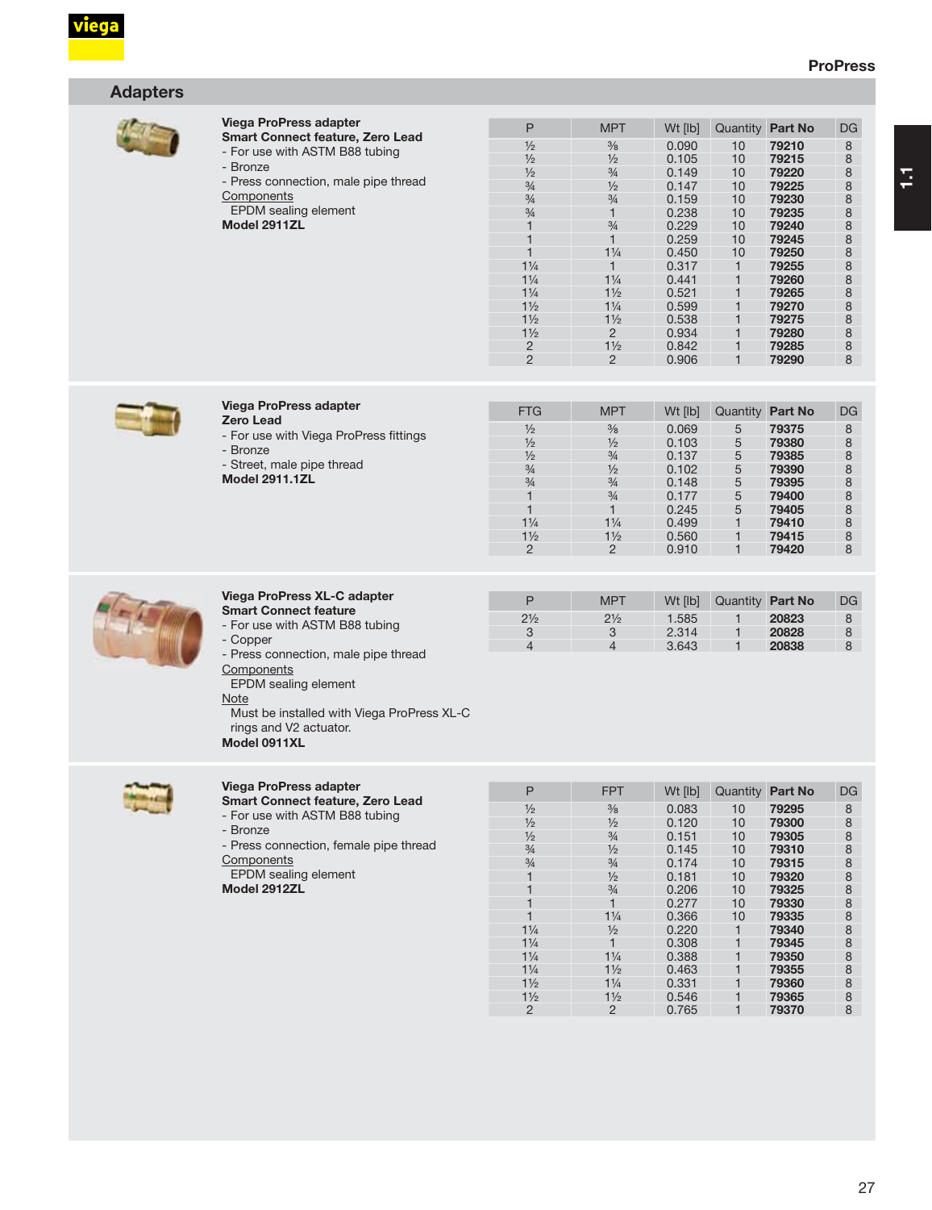## Adapters

**Viega ProPress adapter**
**Smart Connect feature, Zero Lead**
- For use with ASTM B88 tubing
- Bronze
- Press connection, male pipe thread

Components
EPDM sealing element

**Model 2911ZL**

| P | MPT | Wt [lb] | Quantity | Part No | DG |
|---|---|---|---|---|---|
| ½ | ⅜ | 0.090 | 10 | **79210** | 8 |
| ½ | ½ | 0.105 | 10 | **79215** | 8 |
| ½ | ¾ | 0.149 | 10 | **79220** | 8 |
| ¾ | ½ | 0.147 | 10 | **79225** | 8 |
| ¾ | ¾ | 0.159 | 10 | **79230** | 8 |
| ¾ | 1 | 0.238 | 10 | **79235** | 8 |
| 1 | ¾ | 0.229 | 10 | **79240** | 8 |
| 1 | 1 | 0.259 | 10 | **79245** | 8 |
| 1 | 1¼ | 0.450 | 10 | **79250** | 8 |
| 1¼ | 1 | 0.317 | 1 | **79255** | 8 |
| 1¼ | 1¼ | 0.441 | 1 | **79260** | 8 |
| 1¼ | 1½ | 0.521 | 1 | **79265** | 8 |
| 1½ | 1¼ | 0.599 | 1 | **79270** | 8 |
| 1½ | 1½ | 0.538 | 1 | **79275** | 8 |
| 1½ | 2 | 0.934 | 1 | **79280** | 8 |
| 2 | 1½ | 0.842 | 1 | **79285** | 8 |
| 2 | 2 | 0.906 | 1 | **79290** | 8 |

**Viega ProPress adapter**
**Zero Lead**
- For use with Viega ProPress fittings
- Bronze
- Street, male pipe thread

**Model 2911.1ZL**

| FTG | MPT | Wt [lb] | Quantity | Part No | DG |
|---|---|---|---|---|---|
| ½ | ⅜ | 0.069 | 5 | **79375** | 8 |
| ½ | ½ | 0.103 | 5 | **79380** | 8 |
| ½ | ¾ | 0.137 | 5 | **79385** | 8 |
| ¾ | ½ | 0.102 | 5 | **79390** | 8 |
| ¾ | ¾ | 0.148 | 5 | **79395** | 8 |
| 1 | ¾ | 0.177 | 5 | **79400** | 8 |
| 1 | 1 | 0.245 | 5 | **79405** | 8 |
| 1¼ | 1¼ | 0.499 | 1 | **79410** | 8 |
| 1½ | 1½ | 0.560 | 1 | **79415** | 8 |
| 2 | 2 | 0.910 | 1 | **79420** | 8 |

**Viega ProPress XL-C adapter**
**Smart Connect feature**
- For use with ASTM B88 tubing
- Copper
- Press connection, male pipe thread

Components
EPDM sealing element

Note
Must be installed with Viega ProPress XL-C rings and V2 actuator.

**Model 0911XL**

| P | MPT | Wt [lb] | Quantity | Part No | DG |
|---|---|---|---|---|---|
| 2½ | 2½ | 1.585 | 1 | **20823** | 8 |
| 3 | 3 | 2.314 | 1 | **20828** | 8 |
| 4 | 4 | 3.643 | 1 | **20838** | 8 |

**Viega ProPress adapter**
**Smart Connect feature, Zero Lead**
- For use with ASTM B88 tubing
- Bronze
- Press connection, female pipe thread

Components
EPDM sealing element

**Model 2912ZL**

| P | FPT | Wt [lb] | Quantity | Part No | DG |
|---|---|---|---|---|---|
| ½ | ⅜ | 0.083 | 10 | **79295** | 8 |
| ½ | ½ | 0.120 | 10 | **79300** | 8 |
| ½ | ¾ | 0.151 | 10 | **79305** | 8 |
| ¾ | ½ | 0.145 | 10 | **79310** | 8 |
| ¾ | ¾ | 0.174 | 10 | **79315** | 8 |
| 1 | ½ | 0.181 | 10 | **79320** | 8 |
| 1 | ¾ | 0.206 | 10 | **79325** | 8 |
| 1 | 1 | 0.277 | 10 | **79330** | 8 |
| 1 | 1¼ | 0.366 | 10 | **79335** | 8 |
| 1¼ | ½ | 0.220 | 1 | **79340** | 8 |
| 1¼ | 1 | 0.308 | 1 | **79345** | 8 |
| 1¼ | 1¼ | 0.388 | 1 | **79350** | 8 |
| 1¼ | 1½ | 0.463 | 1 | **79355** | 8 |
| 1½ | 1¼ | 0.331 | 1 | **79360** | 8 |
| 1½ | 1½ | 0.546 | 1 | **79365** | 8 |
| 2 | 2 | 0.765 | 1 | **79370** | 8 |